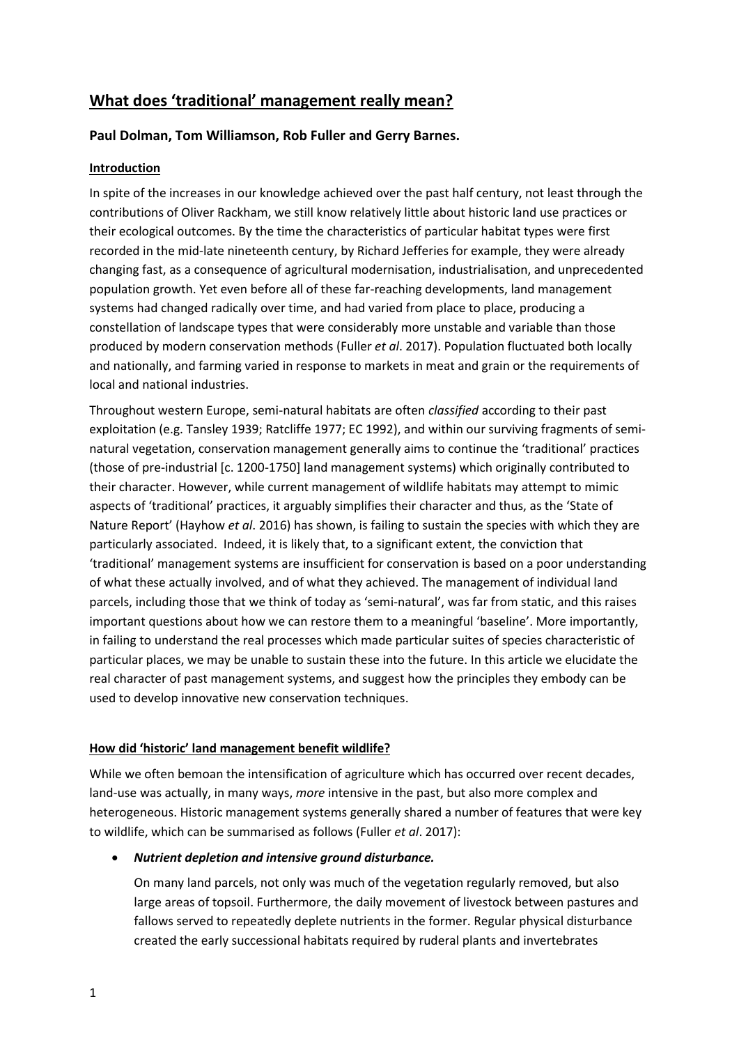# What does 'traditional' management really mean?

**Paul Dolman, Tom Williamson, Rob Fuller and Gerry Barnes.**

## Introduction

In spite of the increases in our knowledge achieved over the past half century, not least through the contributions of Oliver Rackham, we still know relatively little about historic land use practices or their ecological outcomes. By the time the characteristics of particular habitat types were first recorded in the mid-late nineteenth century, by Richard Jefferies for example, they were already changing fast, as a consequence of agricultural modernisation, industrialisation, and unprecedented population growth. Yet even before all of these far-reaching developments, land management systems had changed radically over time, and had varied from place to place, producing a constellation of landscape types that were considerably more unstable and variable than those produced by modern conservation methods (Fuller *et al*. 2017). Population fluctuated both locally and nationally, and farming varied in response to markets in meat and grain or the requirements of local and national industries.

Throughout western Europe, semi-natural habitats are often *classified* according to their past exploitation (e.g. Tansley 1939; Ratcliffe 1977; EC 1992), and within our surviving fragments of semi-natural vegetation, conservation management generally aims to continue the 'traditional' practices (those of pre-industrial [c. 1200-1750] land management systems) which originally contributed to their character. However, while current management of wildlife habitats may attempt to mimic aspects of 'traditional' practices, it arguably simplifies their character and thus, as the 'State of Nature Report' (Hayhow *et al*. 2016) has shown, is failing to sustain the species with which they are particularly associated. Indeed, it is likely that, to a significant extent, the conviction that 'traditional' management systems are insufficient for conservation is based on a poor understanding of what these actually involved, and of what they achieved. The management of individual land parcels, including those that we think of today as 'semi-natural', was far from static, and this raises important questions about how we can restore them to a meaningful 'baseline'. More importantly, in failing to understand the real processes which made particular suites of species characteristic of particular places, we may be unable to sustain these into the future. In this article we elucidate the real character of past management systems, and suggest how the principles they embody can be used to develop innovative new conservation techniques.

## How did 'historic' land management benefit wildlife?

While we often bemoan the intensification of agriculture which has occurred over recent decades, land-use was actually, in many ways, *more* intensive in the past, but also more complex and heterogeneous. Historic management systems generally shared a number of features that were key to wildlife, which can be summarised as follows (Fuller *et al*. 2017):

- ***Nutrient depletion and intensive ground disturbance.***

  On many land parcels, not only was much of the vegetation regularly removed, but also large areas of topsoil. Furthermore, the daily movement of livestock between pastures and fallows served to repeatedly deplete nutrients in the former. Regular physical disturbance created the early successional habitats required by ruderal plants and invertebrates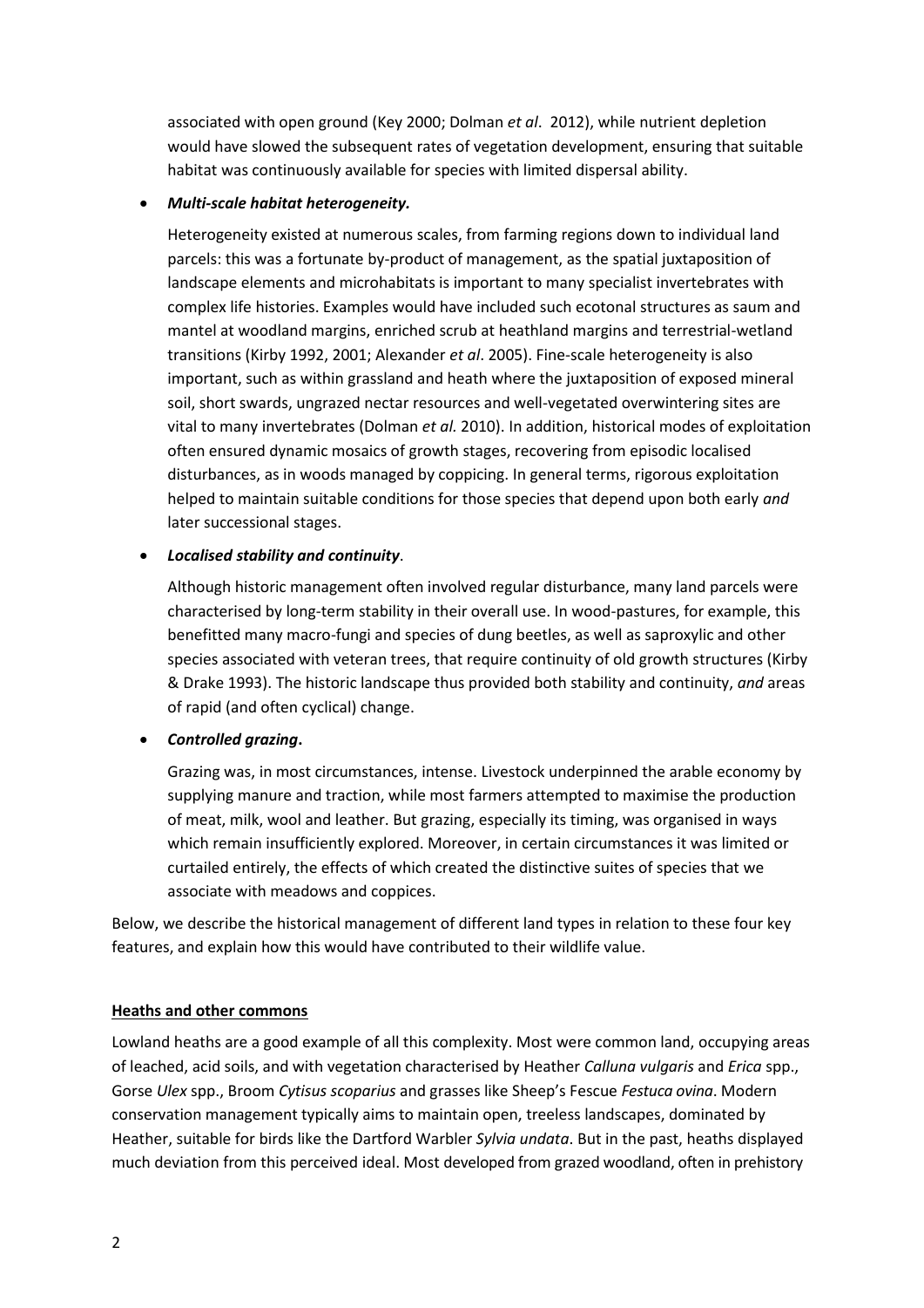associated with open ground (Key 2000; Dolman *et al*. 2012), while nutrient depletion would have slowed the subsequent rates of vegetation development, ensuring that suitable habitat was continuously available for species with limited dispersal ability.

- ***Multi-scale habitat heterogeneity.***

  Heterogeneity existed at numerous scales, from farming regions down to individual land parcels: this was a fortunate by-product of management, as the spatial juxtaposition of landscape elements and microhabitats is important to many specialist invertebrates with complex life histories. Examples would have included such ecotonal structures as saum and mantel at woodland margins, enriched scrub at heathland margins and terrestrial-wetland transitions (Kirby 1992, 2001; Alexander *et al*. 2005). Fine-scale heterogeneity is also important, such as within grassland and heath where the juxtaposition of exposed mineral soil, short swards, ungrazed nectar resources and well-vegetated overwintering sites are vital to many invertebrates (Dolman *et al.* 2010). In addition, historical modes of exploitation often ensured dynamic mosaics of growth stages, recovering from episodic localised disturbances, as in woods managed by coppicing. In general terms, rigorous exploitation helped to maintain suitable conditions for those species that depend upon both early *and* later successional stages.

- ***Localised stability and continuity***.

  Although historic management often involved regular disturbance, many land parcels were characterised by long-term stability in their overall use. In wood-pastures, for example, this benefitted many macro-fungi and species of dung beetles, as well as saproxylic and other species associated with veteran trees, that require continuity of old growth structures (Kirby & Drake 1993). The historic landscape thus provided both stability and continuity, *and* areas of rapid (and often cyclical) change.

- ***Controlled grazing*.**

  Grazing was, in most circumstances, intense. Livestock underpinned the arable economy by supplying manure and traction, while most farmers attempted to maximise the production of meat, milk, wool and leather. But grazing, especially its timing, was organised in ways which remain insufficiently explored. Moreover, in certain circumstances it was limited or curtailed entirely, the effects of which created the distinctive suites of species that we associate with meadows and coppices.

Below, we describe the historical management of different land types in relation to these four key features, and explain how this would have contributed to their wildlife value.

## Heaths and other commons

Lowland heaths are a good example of all this complexity. Most were common land, occupying areas of leached, acid soils, and with vegetation characterised by Heather *Calluna vulgaris* and *Erica* spp., Gorse *Ulex* spp., Broom *Cytisus scoparius* and grasses like Sheep's Fescue *Festuca ovina*. Modern conservation management typically aims to maintain open, treeless landscapes, dominated by Heather, suitable for birds like the Dartford Warbler *Sylvia undata*. But in the past, heaths displayed much deviation from this perceived ideal. Most developed from grazed woodland, often in prehistory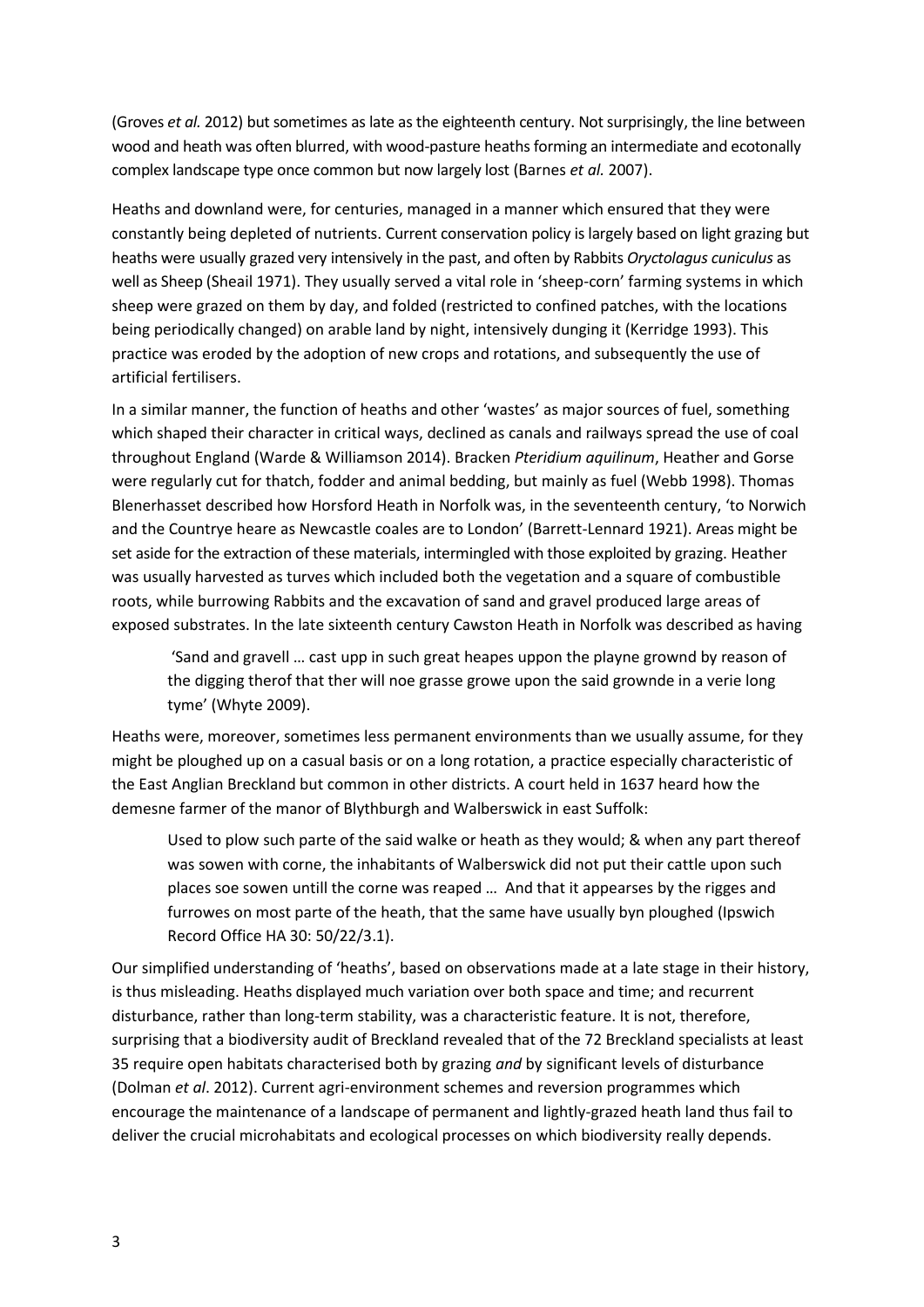(Groves *et al.* 2012) but sometimes as late as the eighteenth century. Not surprisingly, the line between wood and heath was often blurred, with wood-pasture heaths forming an intermediate and ecotonally complex landscape type once common but now largely lost (Barnes *et al.* 2007).

Heaths and downland were, for centuries, managed in a manner which ensured that they were constantly being depleted of nutrients. Current conservation policy is largely based on light grazing but heaths were usually grazed very intensively in the past, and often by Rabbits *Oryctolagus cuniculus* as well as Sheep (Sheail 1971). They usually served a vital role in 'sheep-corn' farming systems in which sheep were grazed on them by day, and folded (restricted to confined patches, with the locations being periodically changed) on arable land by night, intensively dunging it (Kerridge 1993). This practice was eroded by the adoption of new crops and rotations, and subsequently the use of artificial fertilisers.

In a similar manner, the function of heaths and other 'wastes' as major sources of fuel, something which shaped their character in critical ways, declined as canals and railways spread the use of coal throughout England (Warde & Williamson 2014). Bracken *Pteridium aquilinum*, Heather and Gorse were regularly cut for thatch, fodder and animal bedding, but mainly as fuel (Webb 1998). Thomas Blenerhasset described how Horsford Heath in Norfolk was, in the seventeenth century, 'to Norwich and the Countrye heare as Newcastle coales are to London' (Barrett-Lennard 1921). Areas might be set aside for the extraction of these materials, intermingled with those exploited by grazing. Heather was usually harvested as turves which included both the vegetation and a square of combustible roots, while burrowing Rabbits and the excavation of sand and gravel produced large areas of exposed substrates. In the late sixteenth century Cawston Heath in Norfolk was described as having

> 'Sand and gravell … cast upp in such great heapes uppon the playne grownd by reason of the digging therof that ther will noe grasse growe upon the said grownde in a verie long tyme' (Whyte 2009).

Heaths were, moreover, sometimes less permanent environments than we usually assume, for they might be ploughed up on a casual basis or on a long rotation, a practice especially characteristic of the East Anglian Breckland but common in other districts. A court held in 1637 heard how the demesne farmer of the manor of Blythburgh and Walberswick in east Suffolk:

> Used to plow such parte of the said walke or heath as they would; & when any part thereof was sowen with corne, the inhabitants of Walberswick did not put their cattle upon such places soe sowen untill the corne was reaped … And that it appearses by the rigges and furrowes on most parte of the heath, that the same have usually byn ploughed (Ipswich Record Office HA 30: 50/22/3.1).

Our simplified understanding of 'heaths', based on observations made at a late stage in their history, is thus misleading. Heaths displayed much variation over both space and time; and recurrent disturbance, rather than long-term stability, was a characteristic feature. It is not, therefore, surprising that a biodiversity audit of Breckland revealed that of the 72 Breckland specialists at least 35 require open habitats characterised both by grazing *and* by significant levels of disturbance (Dolman *et al*. 2012). Current agri-environment schemes and reversion programmes which encourage the maintenance of a landscape of permanent and lightly-grazed heath land thus fail to deliver the crucial microhabitats and ecological processes on which biodiversity really depends.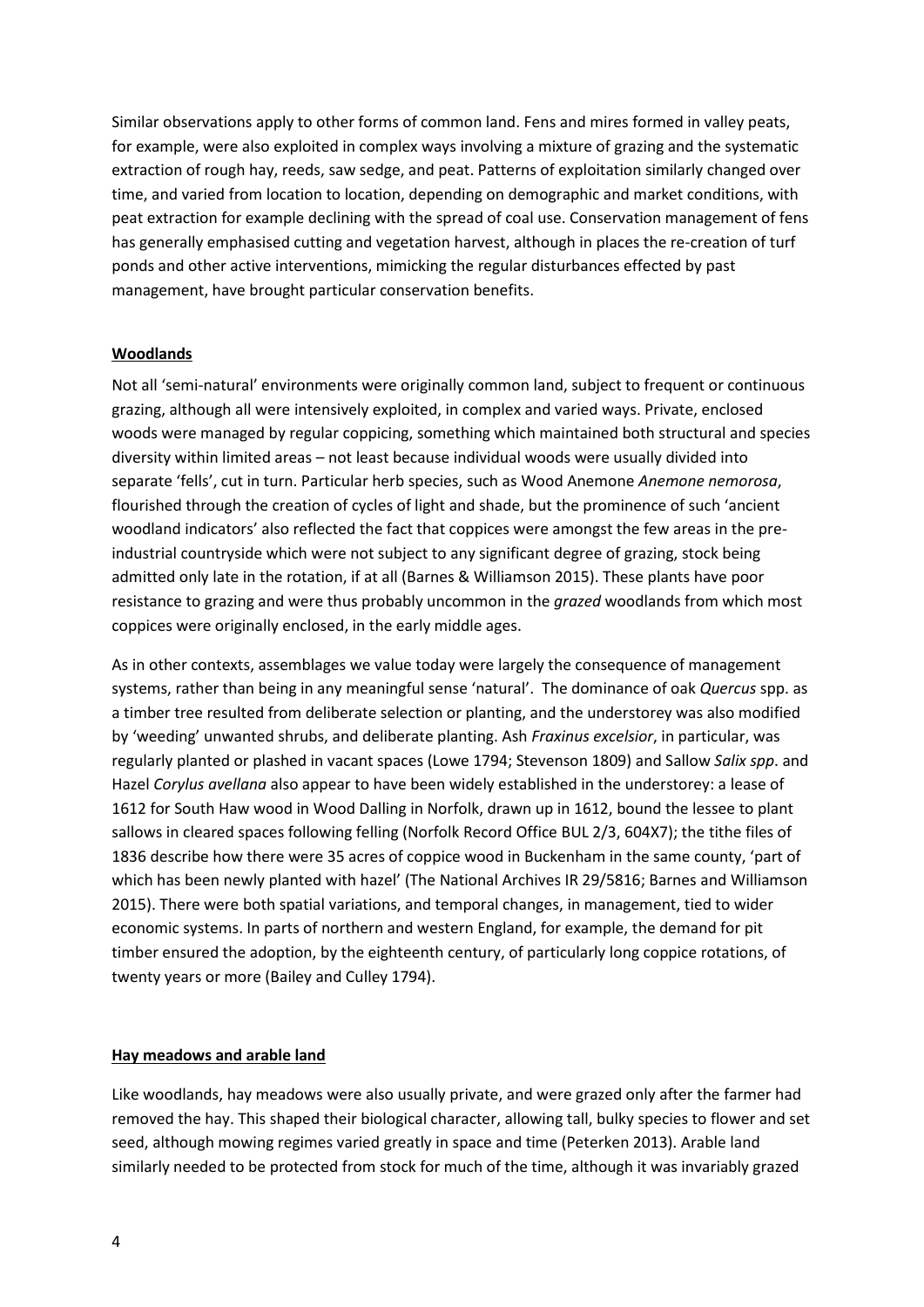Similar observations apply to other forms of common land. Fens and mires formed in valley peats, for example, were also exploited in complex ways involving a mixture of grazing and the systematic extraction of rough hay, reeds, saw sedge, and peat. Patterns of exploitation similarly changed over time, and varied from location to location, depending on demographic and market conditions, with peat extraction for example declining with the spread of coal use. Conservation management of fens has generally emphasised cutting and vegetation harvest, although in places the re-creation of turf ponds and other active interventions, mimicking the regular disturbances effected by past management, have brought particular conservation benefits.

## Woodlands

Not all 'semi-natural' environments were originally common land, subject to frequent or continuous grazing, although all were intensively exploited, in complex and varied ways. Private, enclosed woods were managed by regular coppicing, something which maintained both structural and species diversity within limited areas – not least because individual woods were usually divided into separate 'fells', cut in turn. Particular herb species, such as Wood Anemone *Anemone nemorosa*, flourished through the creation of cycles of light and shade, but the prominence of such 'ancient woodland indicators' also reflected the fact that coppices were amongst the few areas in the pre-industrial countryside which were not subject to any significant degree of grazing, stock being admitted only late in the rotation, if at all (Barnes & Williamson 2015). These plants have poor resistance to grazing and were thus probably uncommon in the *grazed* woodlands from which most coppices were originally enclosed, in the early middle ages.

As in other contexts, assemblages we value today were largely the consequence of management systems, rather than being in any meaningful sense 'natural'. The dominance of oak *Quercus* spp. as a timber tree resulted from deliberate selection or planting, and the understorey was also modified by 'weeding' unwanted shrubs, and deliberate planting. Ash *Fraxinus excelsior*, in particular, was regularly planted or plashed in vacant spaces (Lowe 1794; Stevenson 1809) and Sallow *Salix spp*. and Hazel *Corylus avellana* also appear to have been widely established in the understorey: a lease of 1612 for South Haw wood in Wood Dalling in Norfolk, drawn up in 1612, bound the lessee to plant sallows in cleared spaces following felling (Norfolk Record Office BUL 2/3, 604X7); the tithe files of 1836 describe how there were 35 acres of coppice wood in Buckenham in the same county, 'part of which has been newly planted with hazel' (The National Archives IR 29/5816; Barnes and Williamson 2015). There were both spatial variations, and temporal changes, in management, tied to wider economic systems. In parts of northern and western England, for example, the demand for pit timber ensured the adoption, by the eighteenth century, of particularly long coppice rotations, of twenty years or more (Bailey and Culley 1794).

## Hay meadows and arable land

Like woodlands, hay meadows were also usually private, and were grazed only after the farmer had removed the hay. This shaped their biological character, allowing tall, bulky species to flower and set seed, although mowing regimes varied greatly in space and time (Peterken 2013). Arable land similarly needed to be protected from stock for much of the time, although it was invariably grazed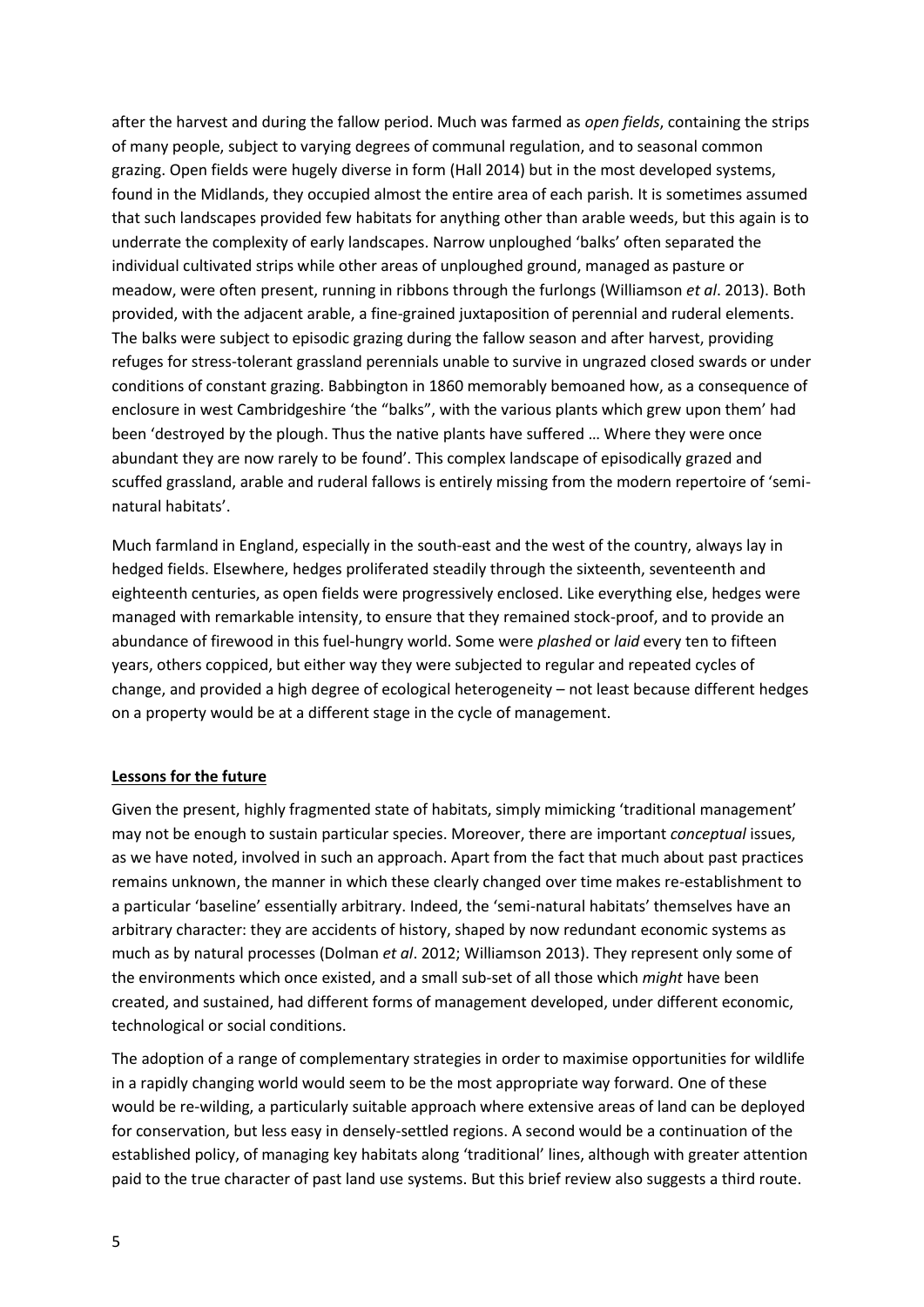after the harvest and during the fallow period. Much was farmed as *open fields*, containing the strips of many people, subject to varying degrees of communal regulation, and to seasonal common grazing. Open fields were hugely diverse in form (Hall 2014) but in the most developed systems, found in the Midlands, they occupied almost the entire area of each parish. It is sometimes assumed that such landscapes provided few habitats for anything other than arable weeds, but this again is to underrate the complexity of early landscapes. Narrow unploughed 'balks' often separated the individual cultivated strips while other areas of unploughed ground, managed as pasture or meadow, were often present, running in ribbons through the furlongs (Williamson *et al*. 2013). Both provided, with the adjacent arable, a fine-grained juxtaposition of perennial and ruderal elements. The balks were subject to episodic grazing during the fallow season and after harvest, providing refuges for stress-tolerant grassland perennials unable to survive in ungrazed closed swards or under conditions of constant grazing. Babbington in 1860 memorably bemoaned how, as a consequence of enclosure in west Cambridgeshire 'the "balks", with the various plants which grew upon them' had been 'destroyed by the plough. Thus the native plants have suffered … Where they were once abundant they are now rarely to be found'. This complex landscape of episodically grazed and scuffed grassland, arable and ruderal fallows is entirely missing from the modern repertoire of 'semi-natural habitats'.

Much farmland in England, especially in the south-east and the west of the country, always lay in hedged fields. Elsewhere, hedges proliferated steadily through the sixteenth, seventeenth and eighteenth centuries, as open fields were progressively enclosed. Like everything else, hedges were managed with remarkable intensity, to ensure that they remained stock-proof, and to provide an abundance of firewood in this fuel-hungry world. Some were *plashed* or *laid* every ten to fifteen years, others coppiced, but either way they were subjected to regular and repeated cycles of change, and provided a high degree of ecological heterogeneity – not least because different hedges on a property would be at a different stage in the cycle of management.

## Lessons for the future

Given the present, highly fragmented state of habitats, simply mimicking 'traditional management' may not be enough to sustain particular species. Moreover, there are important *conceptual* issues, as we have noted, involved in such an approach. Apart from the fact that much about past practices remains unknown, the manner in which these clearly changed over time makes re-establishment to a particular 'baseline' essentially arbitrary. Indeed, the 'semi-natural habitats' themselves have an arbitrary character: they are accidents of history, shaped by now redundant economic systems as much as by natural processes (Dolman *et al*. 2012; Williamson 2013). They represent only some of the environments which once existed, and a small sub-set of all those which *might* have been created, and sustained, had different forms of management developed, under different economic, technological or social conditions.

The adoption of a range of complementary strategies in order to maximise opportunities for wildlife in a rapidly changing world would seem to be the most appropriate way forward. One of these would be re-wilding, a particularly suitable approach where extensive areas of land can be deployed for conservation, but less easy in densely-settled regions. A second would be a continuation of the established policy, of managing key habitats along 'traditional' lines, although with greater attention paid to the true character of past land use systems. But this brief review also suggests a third route.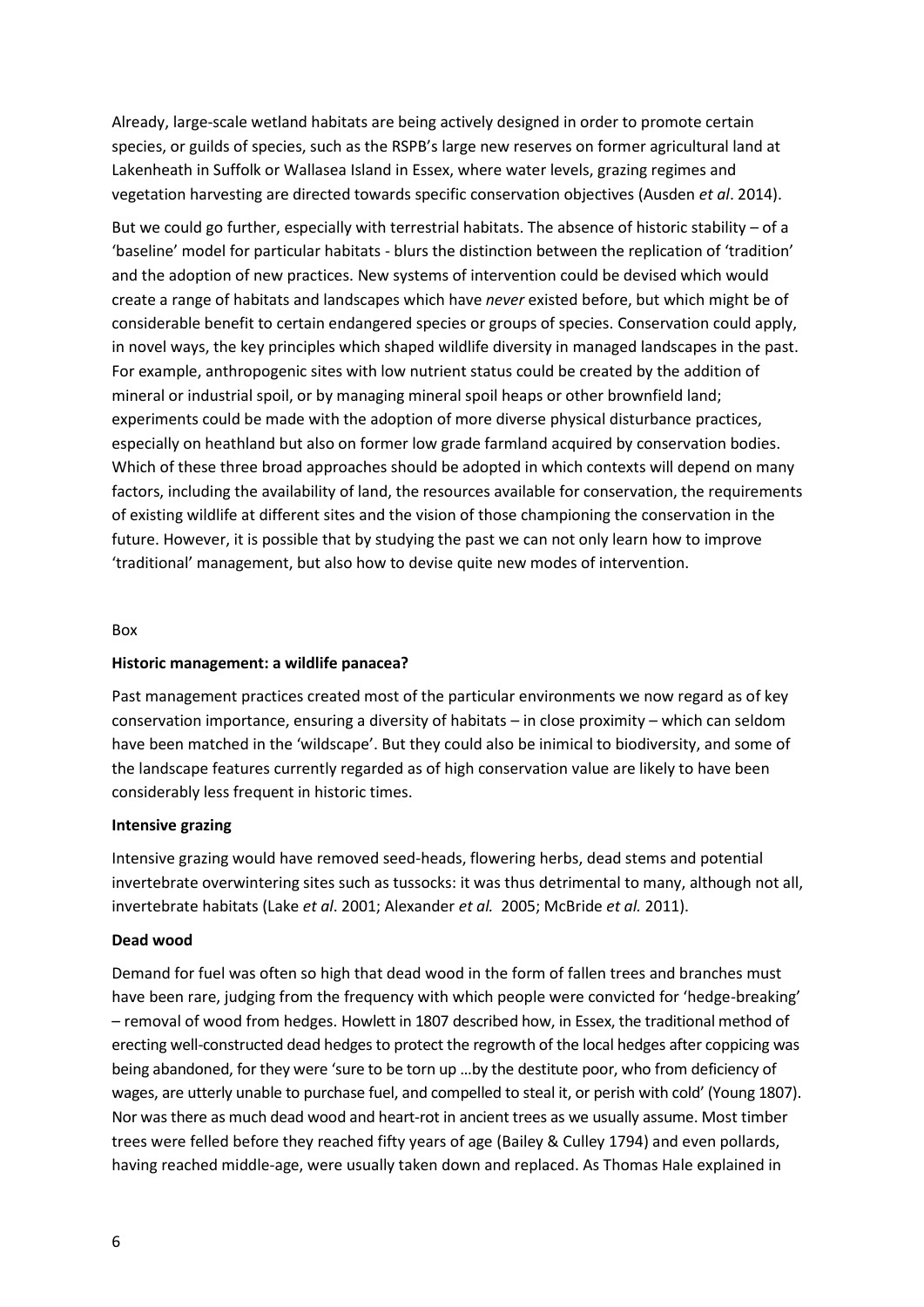Already, large-scale wetland habitats are being actively designed in order to promote certain species, or guilds of species, such as the RSPB's large new reserves on former agricultural land at Lakenheath in Suffolk or Wallasea Island in Essex, where water levels, grazing regimes and vegetation harvesting are directed towards specific conservation objectives (Ausden *et al*. 2014).

But we could go further, especially with terrestrial habitats. The absence of historic stability – of a 'baseline' model for particular habitats - blurs the distinction between the replication of 'tradition' and the adoption of new practices. New systems of intervention could be devised which would create a range of habitats and landscapes which have *never* existed before, but which might be of considerable benefit to certain endangered species or groups of species. Conservation could apply, in novel ways, the key principles which shaped wildlife diversity in managed landscapes in the past. For example, anthropogenic sites with low nutrient status could be created by the addition of mineral or industrial spoil, or by managing mineral spoil heaps or other brownfield land; experiments could be made with the adoption of more diverse physical disturbance practices, especially on heathland but also on former low grade farmland acquired by conservation bodies. Which of these three broad approaches should be adopted in which contexts will depend on many factors, including the availability of land, the resources available for conservation, the requirements of existing wildlife at different sites and the vision of those championing the conservation in the future. However, it is possible that by studying the past we can not only learn how to improve 'traditional' management, but also how to devise quite new modes of intervention.

Box

**Historic management: a wildlife panacea?**

Past management practices created most of the particular environments we now regard as of key conservation importance, ensuring a diversity of habitats – in close proximity – which can seldom have been matched in the 'wildscape'. But they could also be inimical to biodiversity, and some of the landscape features currently regarded as of high conservation value are likely to have been considerably less frequent in historic times.

**Intensive grazing**

Intensive grazing would have removed seed-heads, flowering herbs, dead stems and potential invertebrate overwintering sites such as tussocks: it was thus detrimental to many, although not all, invertebrate habitats (Lake *et al*. 2001; Alexander *et al.* 2005; McBride *et al.* 2011).

**Dead wood**

Demand for fuel was often so high that dead wood in the form of fallen trees and branches must have been rare, judging from the frequency with which people were convicted for 'hedge-breaking' – removal of wood from hedges. Howlett in 1807 described how, in Essex, the traditional method of erecting well-constructed dead hedges to protect the regrowth of the local hedges after coppicing was being abandoned, for they were 'sure to be torn up …by the destitute poor, who from deficiency of wages, are utterly unable to purchase fuel, and compelled to steal it, or perish with cold' (Young 1807). Nor was there as much dead wood and heart-rot in ancient trees as we usually assume. Most timber trees were felled before they reached fifty years of age (Bailey & Culley 1794) and even pollards, having reached middle-age, were usually taken down and replaced. As Thomas Hale explained in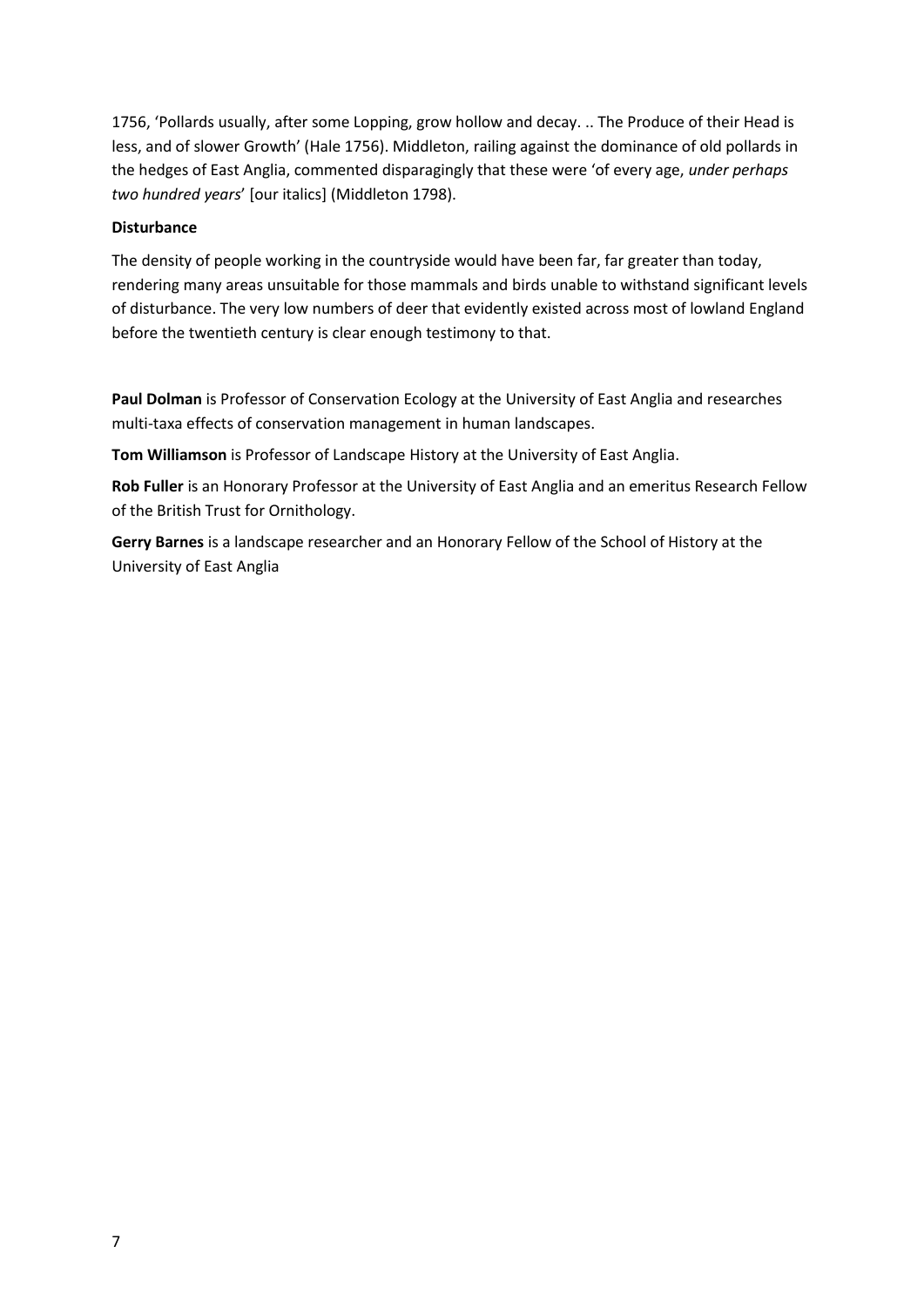1756, 'Pollards usually, after some Lopping, grow hollow and decay. .. The Produce of their Head is less, and of slower Growth' (Hale 1756). Middleton, railing against the dominance of old pollards in the hedges of East Anglia, commented disparagingly that these were 'of every age, *under perhaps two hundred years*' [our italics] (Middleton 1798).

**Disturbance**

The density of people working in the countryside would have been far, far greater than today, rendering many areas unsuitable for those mammals and birds unable to withstand significant levels of disturbance. The very low numbers of deer that evidently existed across most of lowland England before the twentieth century is clear enough testimony to that.

**Paul Dolman** is Professor of Conservation Ecology at the University of East Anglia and researches multi-taxa effects of conservation management in human landscapes.

**Tom Williamson** is Professor of Landscape History at the University of East Anglia.

**Rob Fuller** is an Honorary Professor at the University of East Anglia and an emeritus Research Fellow of the British Trust for Ornithology.

**Gerry Barnes** is a landscape researcher and an Honorary Fellow of the School of History at the University of East Anglia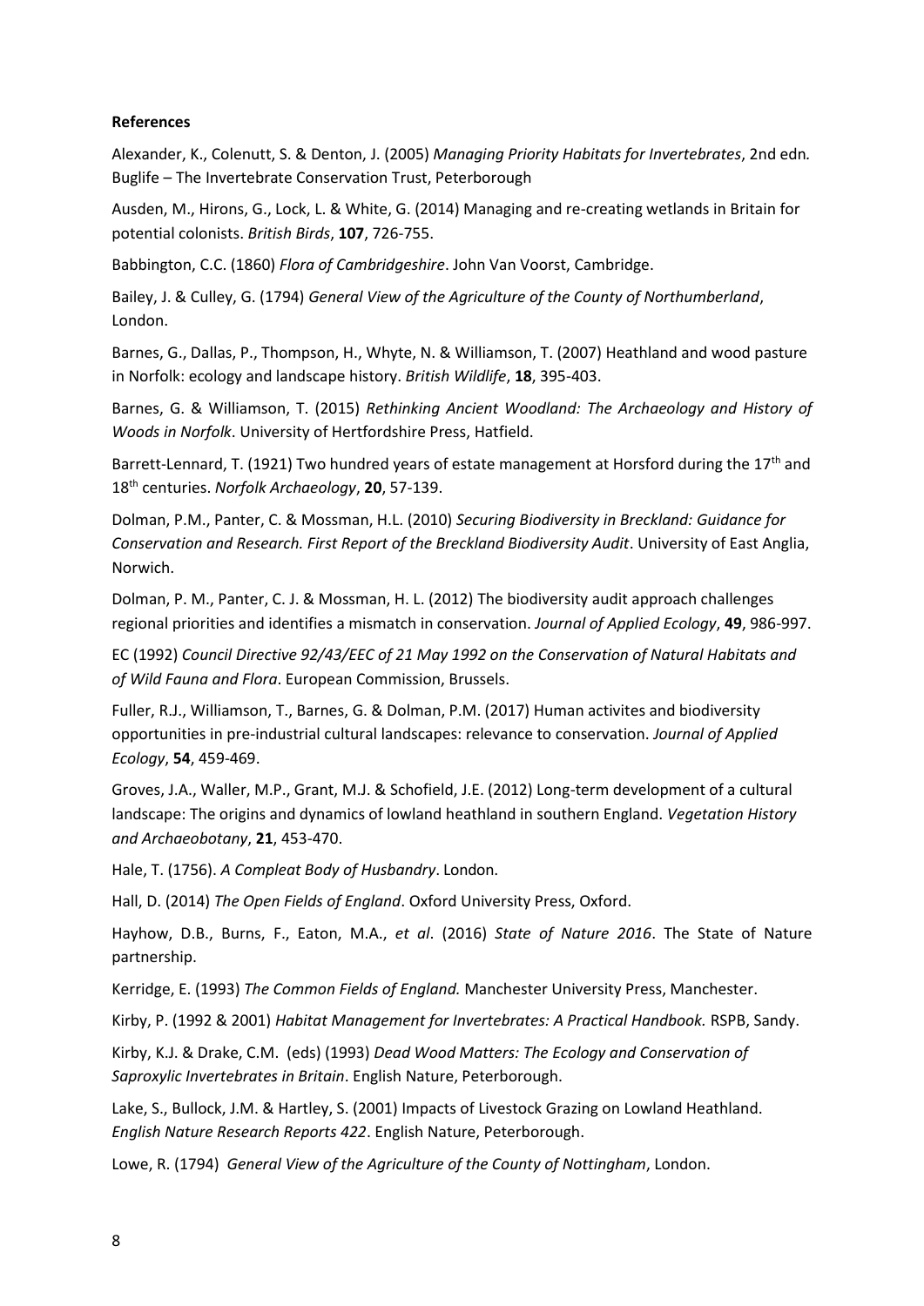**References**

Alexander, K., Colenutt, S. & Denton, J. (2005) *Managing Priority Habitats for Invertebrates*, 2nd edn. Buglife – The Invertebrate Conservation Trust, Peterborough

Ausden, M., Hirons, G., Lock, L. & White, G. (2014) Managing and re-creating wetlands in Britain for potential colonists. *British Birds*, **107**, 726-755.

Babbington, C.C. (1860) *Flora of Cambridgeshire*. John Van Voorst, Cambridge.

Bailey, J. & Culley, G. (1794) *General View of the Agriculture of the County of Northumberland*, London.

Barnes, G., Dallas, P., Thompson, H., Whyte, N. & Williamson, T. (2007) Heathland and wood pasture in Norfolk: ecology and landscape history. *British Wildlife*, **18**, 395-403.

Barnes, G. & Williamson, T. (2015) *Rethinking Ancient Woodland: The Archaeology and History of Woods in Norfolk*. University of Hertfordshire Press, Hatfield.

Barrett-Lennard, T. (1921) Two hundred years of estate management at Horsford during the 17th and 18th centuries. *Norfolk Archaeology*, **20**, 57-139.

Dolman, P.M., Panter, C. & Mossman, H.L. (2010) *Securing Biodiversity in Breckland: Guidance for Conservation and Research. First Report of the Breckland Biodiversity Audit*. University of East Anglia, Norwich.

Dolman, P. M., Panter, C. J. & Mossman, H. L. (2012) The biodiversity audit approach challenges regional priorities and identifies a mismatch in conservation. *Journal of Applied Ecology*, **49**, 986-997.

EC (1992) *Council Directive 92/43/EEC of 21 May 1992 on the Conservation of Natural Habitats and of Wild Fauna and Flora*. European Commission, Brussels.

Fuller, R.J., Williamson, T., Barnes, G. & Dolman, P.M. (2017) Human activites and biodiversity opportunities in pre-industrial cultural landscapes: relevance to conservation. *Journal of Applied Ecology*, **54**, 459-469.

Groves, J.A., Waller, M.P., Grant, M.J. & Schofield, J.E. (2012) Long-term development of a cultural landscape: The origins and dynamics of lowland heathland in southern England. *Vegetation History and Archaeobotany*, **21**, 453-470.

Hale, T. (1756). *A Compleat Body of Husbandry*. London.

Hall, D. (2014) *The Open Fields of England*. Oxford University Press, Oxford.

Hayhow, D.B., Burns, F., Eaton, M.A., *et al*. (2016) *State of Nature 2016*. The State of Nature partnership.

Kerridge, E. (1993) *The Common Fields of England.* Manchester University Press, Manchester.

Kirby, P. (1992 & 2001) *Habitat Management for Invertebrates: A Practical Handbook.* RSPB, Sandy.

Kirby, K.J. & Drake, C.M. (eds) (1993) *Dead Wood Matters: The Ecology and Conservation of Saproxylic Invertebrates in Britain*. English Nature, Peterborough.

Lake, S., Bullock, J.M. & Hartley, S. (2001) Impacts of Livestock Grazing on Lowland Heathland. *English Nature Research Reports 422*. English Nature, Peterborough.

Lowe, R. (1794) *General View of the Agriculture of the County of Nottingham*, London.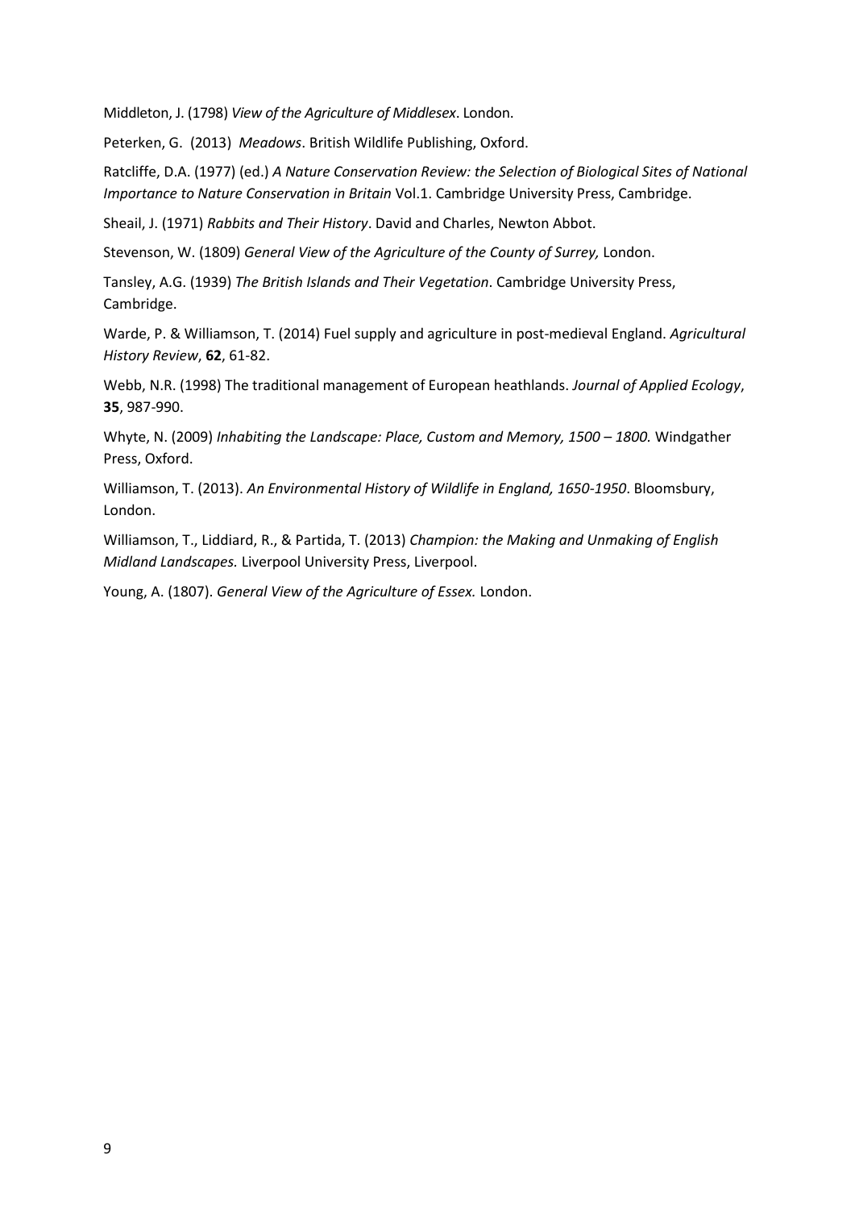Middleton, J. (1798) *View of the Agriculture of Middlesex*. London.

Peterken, G. (2013) *Meadows*. British Wildlife Publishing, Oxford.

Ratcliffe, D.A. (1977) (ed.) *A Nature Conservation Review: the Selection of Biological Sites of National Importance to Nature Conservation in Britain* Vol.1. Cambridge University Press, Cambridge.

Sheail, J. (1971) *Rabbits and Their History*. David and Charles, Newton Abbot.

Stevenson, W. (1809) *General View of the Agriculture of the County of Surrey,* London.

Tansley, A.G. (1939) *The British Islands and Their Vegetation*. Cambridge University Press, Cambridge.

Warde, P. & Williamson, T. (2014) Fuel supply and agriculture in post-medieval England. *Agricultural History Review*, **62**, 61-82.

Webb, N.R. (1998) The traditional management of European heathlands. *Journal of Applied Ecology*, **35**, 987-990.

Whyte, N. (2009) *Inhabiting the Landscape: Place, Custom and Memory, 1500 – 1800.* Windgather Press, Oxford.

Williamson, T. (2013). *An Environmental History of Wildlife in England, 1650-1950*. Bloomsbury, London.

Williamson, T., Liddiard, R., & Partida, T. (2013) *Champion: the Making and Unmaking of English Midland Landscapes.* Liverpool University Press, Liverpool.

Young, A. (1807). *General View of the Agriculture of Essex.* London.